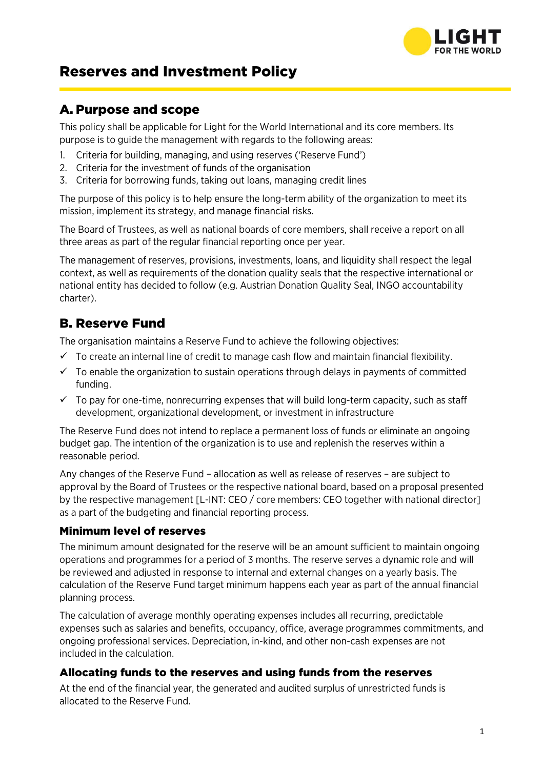# Reserves and Investment Policy

## A. Purpose and scope

This policy shall be applicable for Light for the World International and its core members. Its purpose is to guide the management with regards to the following areas:

1. Criteria for building, managing, and using reserves ('Reserve Fund')
2. Criteria for the investment of funds of the organisation
3. Criteria for borrowing funds, taking out loans, managing credit lines

The purpose of this policy is to help ensure the long-term ability of the organization to meet its mission, implement its strategy, and manage financial risks.

The Board of Trustees, as well as national boards of core members, shall receive a report on all three areas as part of the regular financial reporting once per year.

The management of reserves, provisions, investments, loans, and liquidity shall respect the legal context, as well as requirements of the donation quality seals that the respective international or national entity has decided to follow (e.g. Austrian Donation Quality Seal, INGO accountability charter).

## B. Reserve Fund

The organisation maintains a Reserve Fund to achieve the following objectives:

- ✓ To create an internal line of credit to manage cash flow and maintain financial flexibility.
- ✓ To enable the organization to sustain operations through delays in payments of committed funding.
- ✓ To pay for one-time, nonrecurring expenses that will build long-term capacity, such as staff development, organizational development, or investment in infrastructure

The Reserve Fund does not intend to replace a permanent loss of funds or eliminate an ongoing budget gap. The intention of the organization is to use and replenish the reserves within a reasonable period.

Any changes of the Reserve Fund – allocation as well as release of reserves – are subject to approval by the Board of Trustees or the respective national board, based on a proposal presented by the respective management [L-INT: CEO / core members: CEO together with national director] as a part of the budgeting and financial reporting process.

### Minimum level of reserves

The minimum amount designated for the reserve will be an amount sufficient to maintain ongoing operations and programmes for a period of 3 months. The reserve serves a dynamic role and will be reviewed and adjusted in response to internal and external changes on a yearly basis. The calculation of the Reserve Fund target minimum happens each year as part of the annual financial planning process.

The calculation of average monthly operating expenses includes all recurring, predictable expenses such as salaries and benefits, occupancy, office, average programmes commitments, and ongoing professional services. Depreciation, in-kind, and other non-cash expenses are not included in the calculation.

### Allocating funds to the reserves and using funds from the reserves

At the end of the financial year, the generated and audited surplus of unrestricted funds is allocated to the Reserve Fund.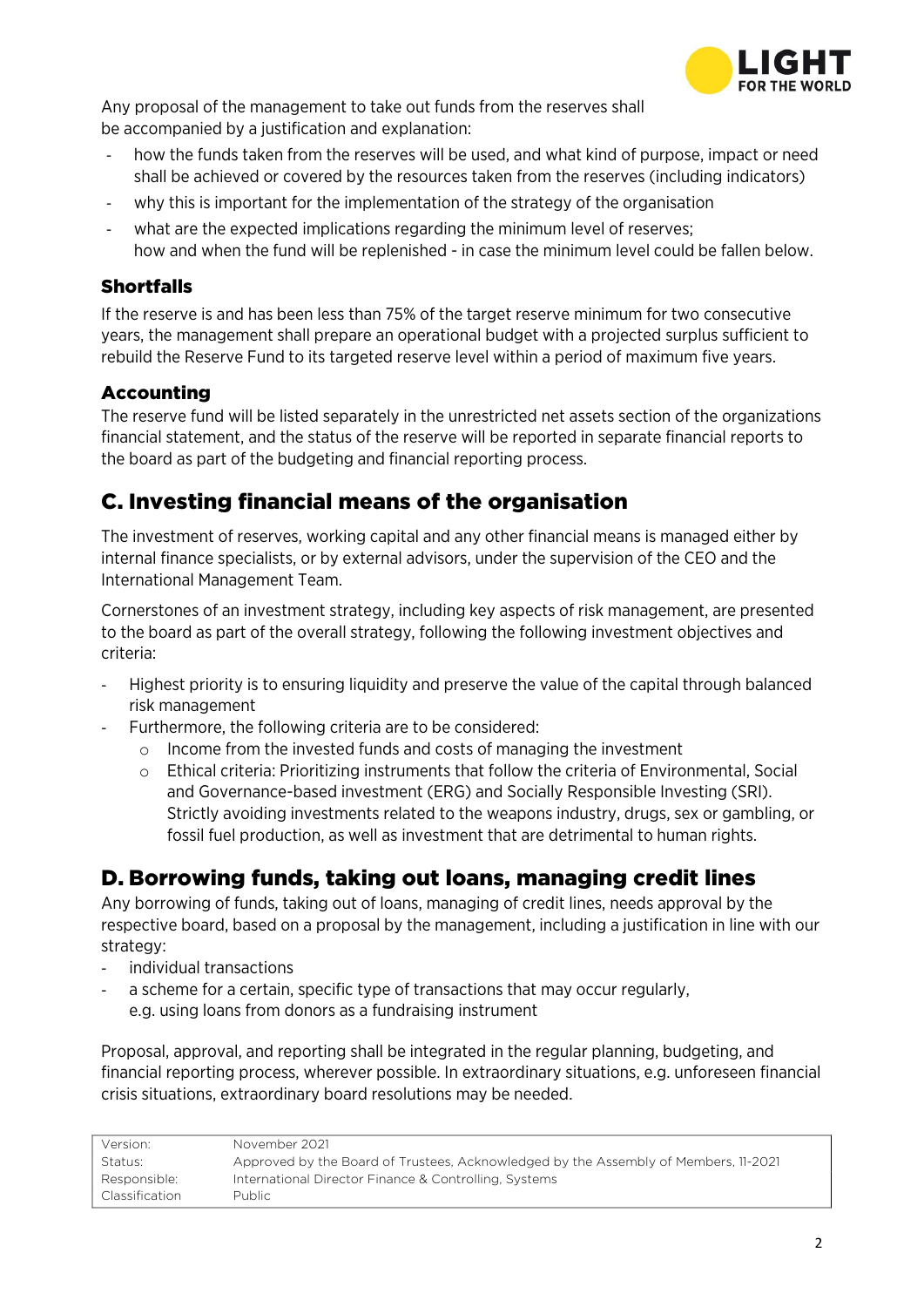Any proposal of the management to take out funds from the reserves shall be accompanied by a justification and explanation:

- how the funds taken from the reserves will be used, and what kind of purpose, impact or need shall be achieved or covered by the resources taken from the reserves (including indicators)
- why this is important for the implementation of the strategy of the organisation
- what are the expected implications regarding the minimum level of reserves; how and when the fund will be replenished - in case the minimum level could be fallen below.

### Shortfalls

If the reserve is and has been less than 75% of the target reserve minimum for two consecutive years, the management shall prepare an operational budget with a projected surplus sufficient to rebuild the Reserve Fund to its targeted reserve level within a period of maximum five years.

### Accounting

The reserve fund will be listed separately in the unrestricted net assets section of the organizations financial statement, and the status of the reserve will be reported in separate financial reports to the board as part of the budgeting and financial reporting process.

## C. Investing financial means of the organisation

The investment of reserves, working capital and any other financial means is managed either by internal finance specialists, or by external advisors, under the supervision of the CEO and the International Management Team.

Cornerstones of an investment strategy, including key aspects of risk management, are presented to the board as part of the overall strategy, following the following investment objectives and criteria:

- Highest priority is to ensuring liquidity and preserve the value of the capital through balanced risk management
- Furthermore, the following criteria are to be considered:
  - Income from the invested funds and costs of managing the investment
  - Ethical criteria: Prioritizing instruments that follow the criteria of Environmental, Social and Governance-based investment (ERG) and Socially Responsible Investing (SRI). Strictly avoiding investments related to the weapons industry, drugs, sex or gambling, or fossil fuel production, as well as investment that are detrimental to human rights.

## D. Borrowing funds, taking out loans, managing credit lines

Any borrowing of funds, taking out of loans, managing of credit lines, needs approval by the respective board, based on a proposal by the management, including a justification in line with our strategy:

- individual transactions
- a scheme for a certain, specific type of transactions that may occur regularly, e.g. using loans from donors as a fundraising instrument

Proposal, approval, and reporting shall be integrated in the regular planning, budgeting, and financial reporting process, wherever possible. In extraordinary situations, e.g. unforeseen financial crisis situations, extraordinary board resolutions may be needed.

| | |
|---|---|
| Version: | November 2021 |
| Status: | Approved by the Board of Trustees, Acknowledged by the Assembly of Members, 11-2021 |
| Responsible: | International Director Finance & Controlling, Systems |
| Classification | Public |